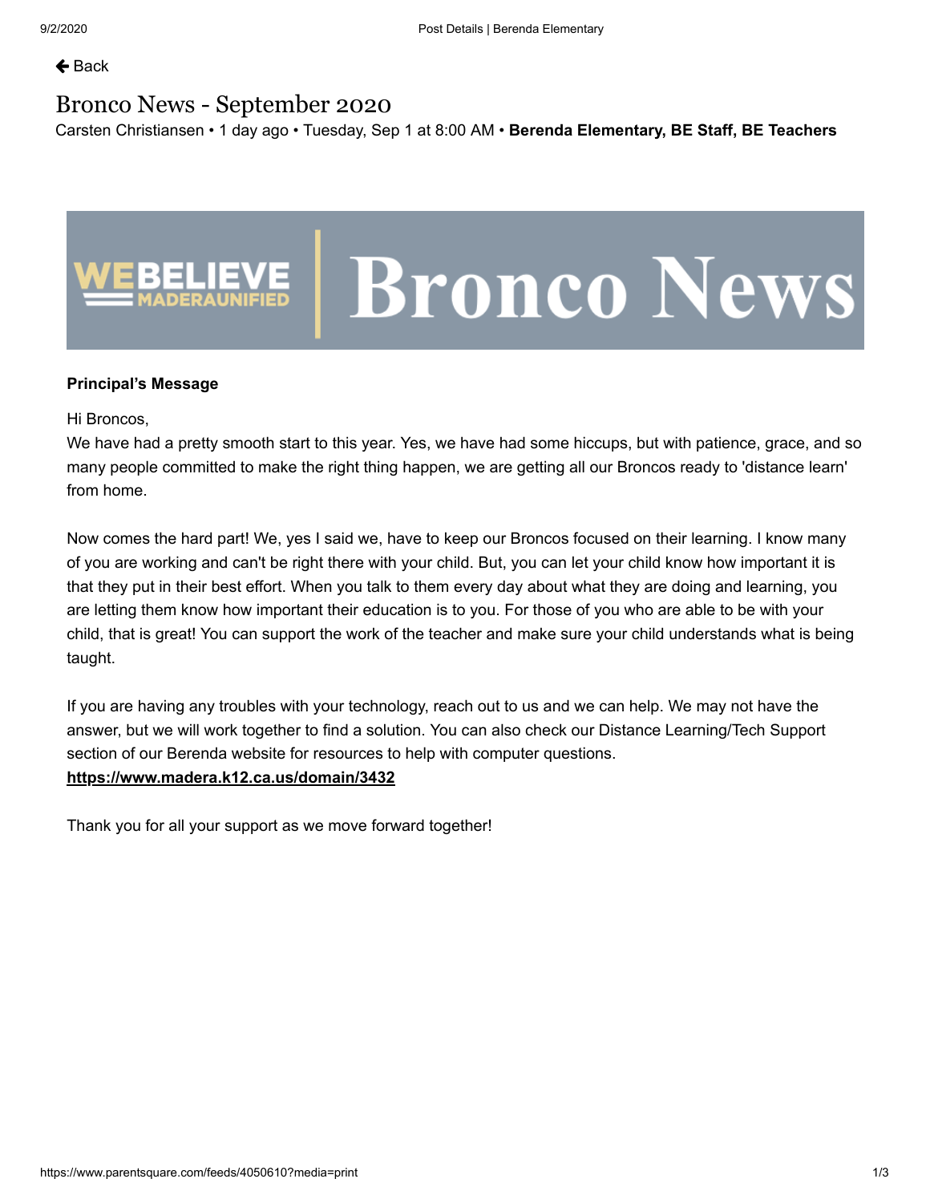Back

# Bronco News - September 2020

Carsten Christiansen • 1 day ago • Tuesday, Sep 1 at 8:00 AM • **Berenda Elementary, BE Staff, BE Teachers**

WE BELIEVE MADERAUNIFIED | Bronco News

**Principal's Message**

Hi Broncos,
We have had a pretty smooth start to this year. Yes, we have had some hiccups, but with patience, grace, and so many people committed to make the right thing happen, we are getting all our Broncos ready to 'distance learn' from home.

Now comes the hard part! We, yes I said we, have to keep our Broncos focused on their learning. I know many of you are working and can't be right there with your child. But, you can let your child know how important it is that they put in their best effort. When you talk to them every day about what they are doing and learning, you are letting them know how important their education is to you. For those of you who are able to be with your child, that is great! You can support the work of the teacher and make sure your child understands what is being taught.

If you are having any troubles with your technology, reach out to us and we can help. We may not have the answer, but we will work together to find a solution. You can also check our Distance Learning/Tech Support section of our Berenda website for resources to help with computer questions.
**https://www.madera.k12.ca.us/domain/3432**

Thank you for all your support as we move forward together!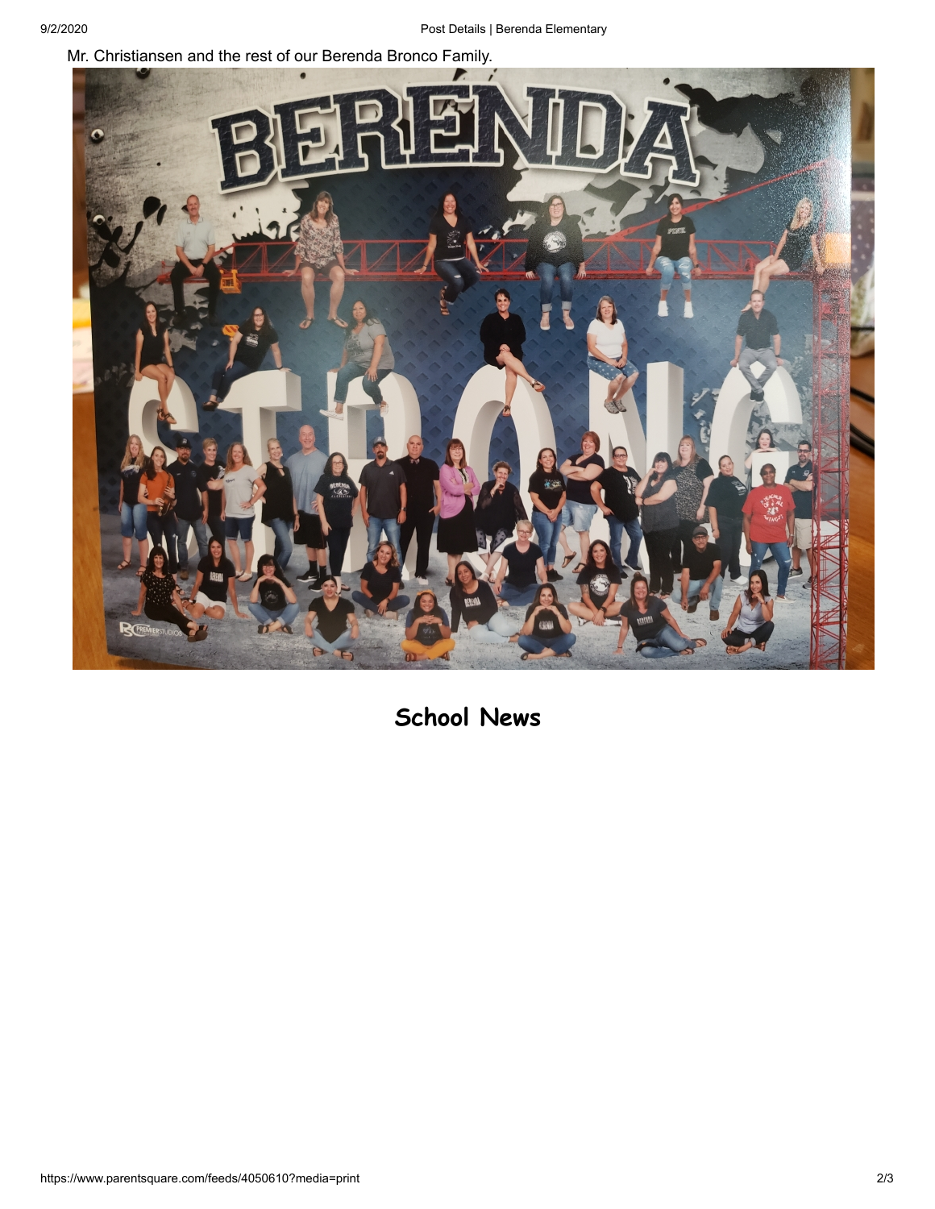Mr. Christiansen and the rest of our Berenda Bronco Family.

## School News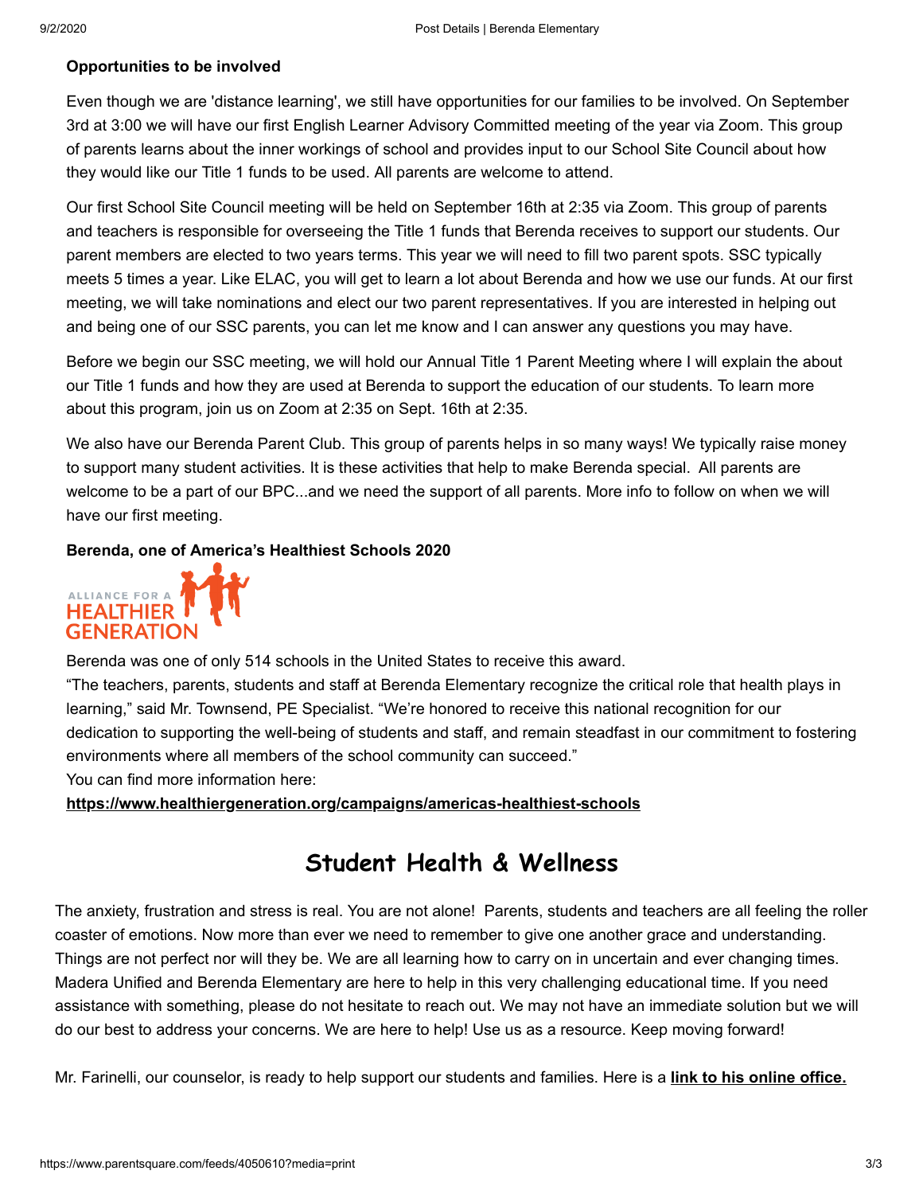**Opportunities to be involved**

Even though we are 'distance learning', we still have opportunities for our families to be involved. On September 3rd at 3:00 we will have our first English Learner Advisory Committed meeting of the year via Zoom. This group of parents learns about the inner workings of school and provides input to our School Site Council about how they would like our Title 1 funds to be used. All parents are welcome to attend.

Our first School Site Council meeting will be held on September 16th at 2:35 via Zoom. This group of parents and teachers is responsible for overseeing the Title 1 funds that Berenda receives to support our students. Our parent members are elected to two years terms. This year we will need to fill two parent spots. SSC typically meets 5 times a year. Like ELAC, you will get to learn a lot about Berenda and how we use our funds. At our first meeting, we will take nominations and elect our two parent representatives. If you are interested in helping out and being one of our SSC parents, you can let me know and I can answer any questions you may have.

Before we begin our SSC meeting, we will hold our Annual Title 1 Parent Meeting where I will explain the about our Title 1 funds and how they are used at Berenda to support the education of our students. To learn more about this program, join us on Zoom at 2:35 on Sept. 16th at 2:35.

We also have our Berenda Parent Club. This group of parents helps in so many ways! We typically raise money to support many student activities. It is these activities that help to make Berenda special. All parents are welcome to be a part of our BPC...and we need the support of all parents. More info to follow on when we will have our first meeting.

**Berenda, one of America's Healthiest Schools 2020**

ALLIANCE FOR A HEALTHIER GENERATION

Berenda was one of only 514 schools in the United States to receive this award.

"The teachers, parents, students and staff at Berenda Elementary recognize the critical role that health plays in learning," said Mr. Townsend, PE Specialist. "We're honored to receive this national recognition for our dedication to supporting the well-being of students and staff, and remain steadfast in our commitment to fostering environments where all members of the school community can succeed."

You can find more information here:

**https://www.healthiergeneration.org/campaigns/americas-healthiest-schools**

## Student Health & Wellness

The anxiety, frustration and stress is real. You are not alone! Parents, students and teachers are all feeling the roller coaster of emotions. Now more than ever we need to remember to give one another grace and understanding. Things are not perfect nor will they be. We are all learning how to carry on in uncertain and ever changing times. Madera Unified and Berenda Elementary are here to help in this very challenging educational time. If you need assistance with something, please do not hesitate to reach out. We may not have an immediate solution but we will do our best to address your concerns. We are here to help! Use us as a resource. Keep moving forward!

Mr. Farinelli, our counselor, is ready to help support our students and families. Here is a **link to his online office.**